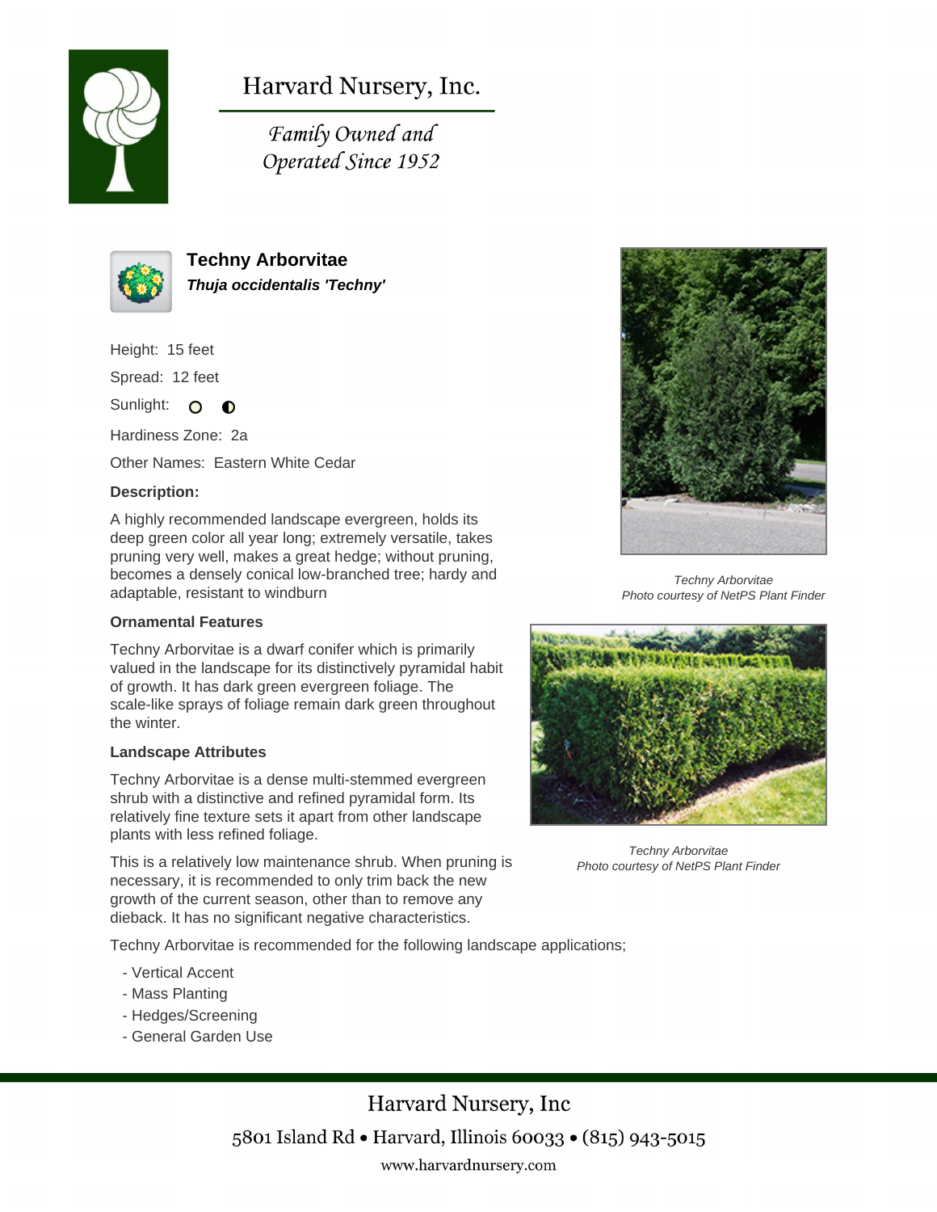# Harvard Nursery, Inc.

*Family Owned and Operated Since 1952*

## Techny Arborvitae

***Thuja occidentalis 'Techny'***

Height: 15 feet

Spread: 12 feet

Sunlight: full sun, partial shade

Hardiness Zone: 2a

Other Names: Eastern White Cedar

**Description:**

A highly recommended landscape evergreen, holds its deep green color all year long; extremely versatile, takes pruning very well, makes a great hedge; without pruning, becomes a densely conical low-branched tree; hardy and adaptable, resistant to windburn

*Techny Arborvitae*
*Photo courtesy of NetPS Plant Finder*

**Ornamental Features**

Techny Arborvitae is a dwarf conifer which is primarily valued in the landscape for its distinctively pyramidal habit of growth. It has dark green evergreen foliage. The scale-like sprays of foliage remain dark green throughout the winter.

**Landscape Attributes**

Techny Arborvitae is a dense multi-stemmed evergreen shrub with a distinctive and refined pyramidal form. Its relatively fine texture sets it apart from other landscape plants with less refined foliage.

This is a relatively low maintenance shrub. When pruning is necessary, it is recommended to only trim back the new growth of the current season, other than to remove any dieback. It has no significant negative characteristics.

*Techny Arborvitae*
*Photo courtesy of NetPS Plant Finder*

Techny Arborvitae is recommended for the following landscape applications;

- Vertical Accent
- Mass Planting
- Hedges/Screening
- General Garden Use

Harvard Nursery, Inc

5801 Island Rd • Harvard, Illinois 60033 • (815) 943-5015

www.harvardnursery.com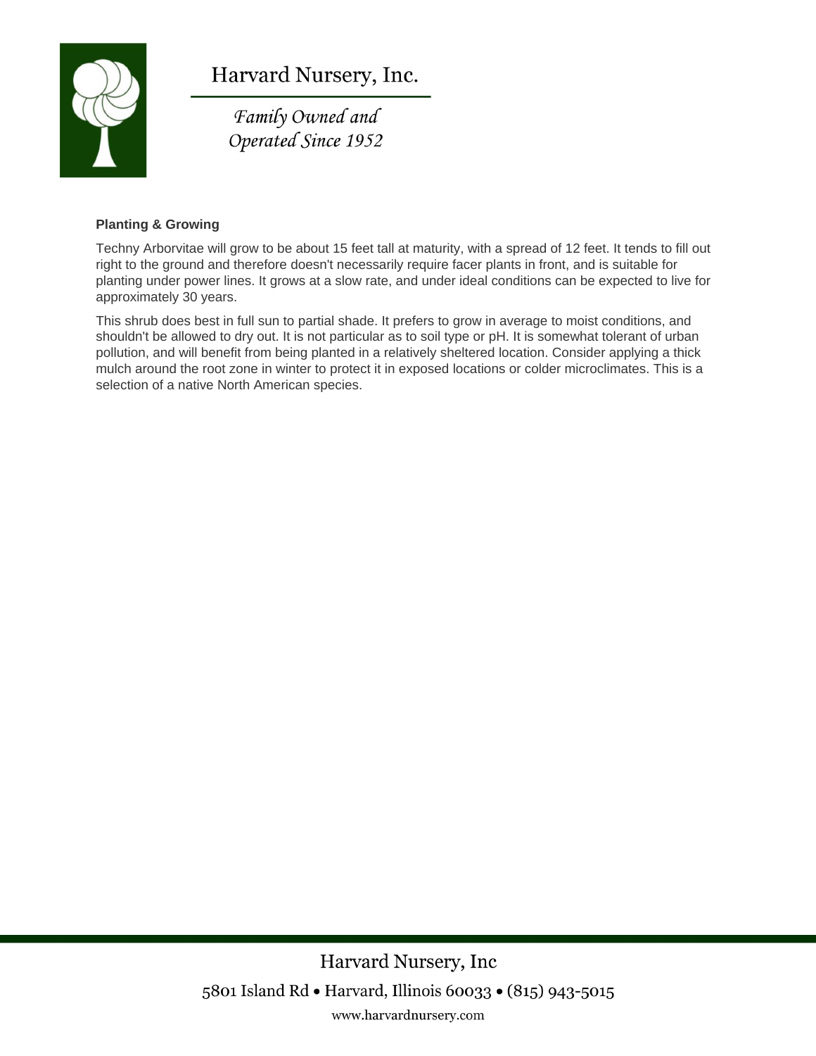#### Planting & Growing

Techny Arborvitae will grow to be about 15 feet tall at maturity, with a spread of 12 feet. It tends to fill out right to the ground and therefore doesn't necessarily require facer plants in front, and is suitable for planting under power lines. It grows at a slow rate, and under ideal conditions can be expected to live for approximately 30 years.

This shrub does best in full sun to partial shade. It prefers to grow in average to moist conditions, and shouldn't be allowed to dry out. It is not particular as to soil type or pH. It is somewhat tolerant of urban pollution, and will benefit from being planted in a relatively sheltered location. Consider applying a thick mulch around the root zone in winter to protect it in exposed locations or colder microclimates. This is a selection of a native North American species.